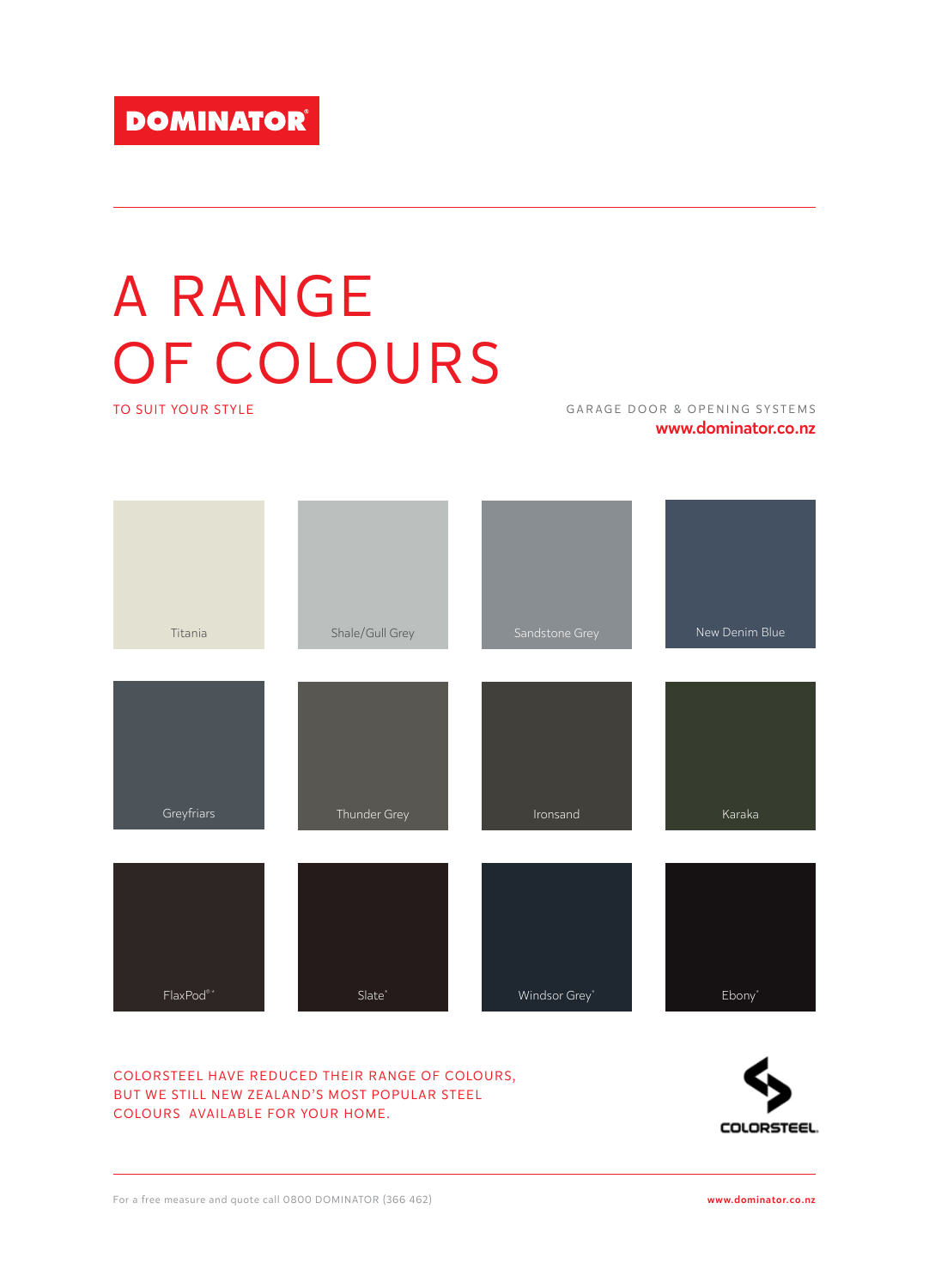DOMINATOR®

# A RANGE OF COLOURS

TO SUIT YOUR STYLE

GARAGE DOOR & OPENING SYSTEMS

**www.dominator.co.nz**

Titania

Shale/Gull Grey

Sandstone Grey

New Denim Blue

Greyfriars

Thunder Grey

Ironsand

Karaka

FlaxPod®*

Slate*

Windsor Grey*

Ebony*

COLORSTEEL HAVE REDUCED THEIR RANGE OF COLOURS, BUT WE STILL NEW ZEALAND'S MOST POPULAR STEEL COLOURS AVAILABLE FOR YOUR HOME.

COLORSTEEL.

For a free measure and quote call 0800 DOMINATOR (366 462)

**www.dominator.co.nz**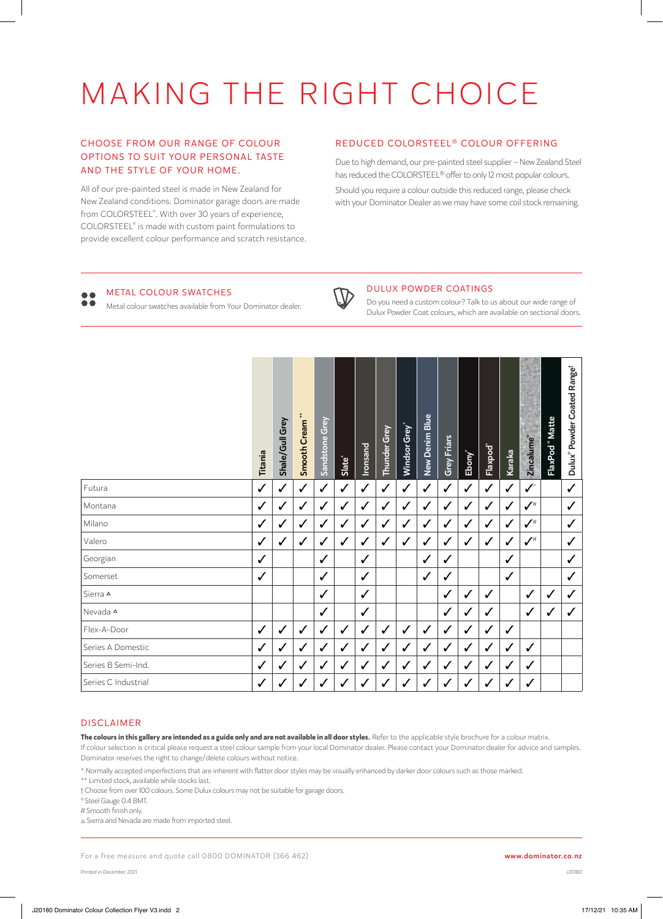# MAKING THE RIGHT CHOICE

## CHOOSE FROM OUR RANGE OF COLOUR OPTIONS TO SUIT YOUR PERSONAL TASTE AND THE STYLE OF YOUR HOME.

All of our pre-painted steel is made in New Zealand for New Zealand conditions. Dominator garage doors are made from COLORSTEEL®. With over 30 years of experience, COLORSTEEL® is made with custom paint formulations to provide excellent colour performance and scratch resistance.

## REDUCED COLORSTEEL® COLOUR OFFERING

Due to high demand, our pre-painted steel supplier – New Zealand Steel has reduced the COLORSTEEL® offer to only 12 most popular colours.

Should you require a colour outside this reduced range, please check with your Dominator Dealer as we may have some coil stock remaining.

### METAL COLOUR SWATCHES

Metal colour swatches available from Your Dominator dealer.

### DULUX POWDER COATINGS

Do you need a custom colour? Talk to us about our wide range of Dulux Powder Coat colours, which are available on sectional doors.

| | Titania | Shale/Gull Grey | Smooth Cream ** | Sandstone Grey | Slate* | Ironsand | Thunder Grey | Windsor Grey* | New Denim Blue | Grey Friars | Ebony* | Flaxpod* | Karaka | Zincalume® | FlaxPod® Matte | Dulux® Powder Coated Range† |
|---|---|---|---|---|---|---|---|---|---|---|---|---|---|---|---|---|
| Futura | ✓ | ✓ | ✓ | ✓ | ✓ | ✓ | ✓ | ✓ | ✓ | ✓ | ✓ | ✓ | ✓ | ✓° | | ✓ |
| Montana | ✓ | ✓ | ✓ | ✓ | ✓ | ✓ | ✓ | ✓ | ✓ | ✓ | ✓ | ✓ | ✓ | ✓# | | ✓ |
| Milano | ✓ | ✓ | ✓ | ✓ | ✓ | ✓ | ✓ | ✓ | ✓ | ✓ | ✓ | ✓ | ✓ | ✓# | | ✓ |
| Valero | ✓ | ✓ | ✓ | ✓ | ✓ | ✓ | ✓ | ✓ | ✓ | ✓ | ✓ | ✓ | ✓ | ✓# | | ✓ |
| Georgian | ✓ | | | ✓ | | ✓ | | | ✓ | ✓ | | | ✓ | | | ✓ |
| Somerset | ✓ | | | ✓ | | ✓ | | | ✓ | ✓ | | | ✓ | | | ✓ |
| Sierra △ | | | | ✓ | | ✓ | | | | ✓ | ✓ | ✓ | | ✓ | ✓ | ✓ |
| Nevada △ | | | | ✓ | | ✓ | | | | ✓ | ✓ | ✓ | | ✓ | ✓ | ✓ |
| Flex-A-Door | ✓ | ✓ | ✓ | ✓ | ✓ | ✓ | ✓ | ✓ | ✓ | ✓ | ✓ | ✓ | ✓ | | | |
| Series A Domestic | ✓ | ✓ | ✓ | ✓ | ✓ | ✓ | ✓ | ✓ | ✓ | ✓ | ✓ | ✓ | ✓ | ✓ | | |
| Series B Semi-Ind. | ✓ | ✓ | ✓ | ✓ | ✓ | ✓ | ✓ | ✓ | ✓ | ✓ | ✓ | ✓ | ✓ | ✓ | | |
| Series C Industrial | ✓ | ✓ | ✓ | ✓ | ✓ | ✓ | ✓ | ✓ | ✓ | ✓ | ✓ | ✓ | ✓ | ✓ | | |

## DISCLAIMER

**The colours in this gallery are intended as a guide only and are not available in all door styles.** Refer to the applicable style brochure for a colour matrix.
If colour selection is critical please request a steel colour sample from your local Dominator dealer. Please contact your Dominator dealer for advice and samples.
Dominator reserves the right to change/delete colours without notice.

\* Normally accepted imperfections that are inherent with flatter door styles may be visually enhanced by darker door colours such as those marked.
** Limited stock, available while stocks last.
† Choose from over 100 colours. Some Dulux colours may not be suitable for garage doors.
° Steel Gauge 0.4 BMT.
# Smooth finish only.
△ Sierra and Nevada are made from imported steel.